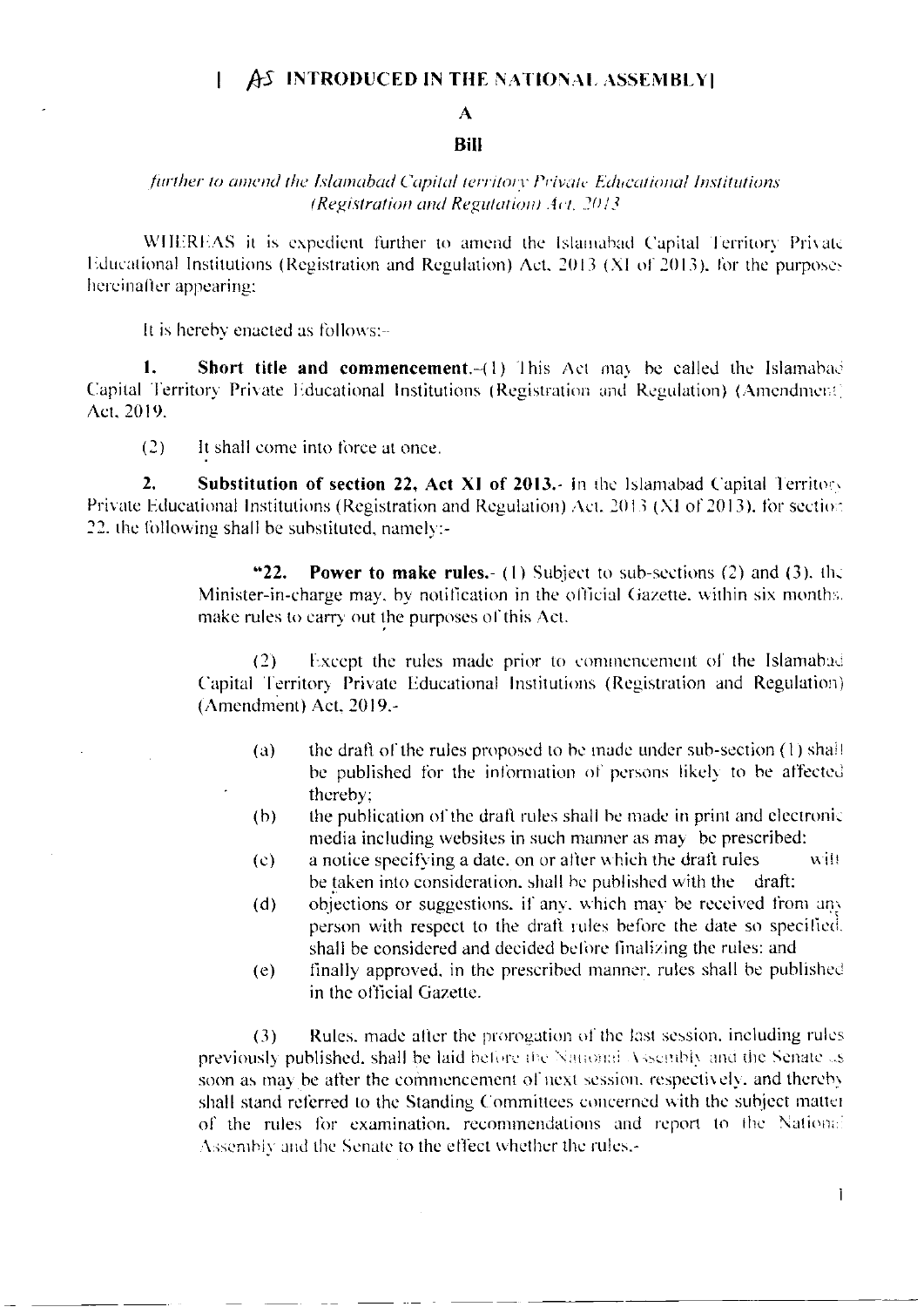[ AS INTRODUCED IN THE NATIONAL ASSEMBLY]

# A

# Bill

*further to amend the Islamabad Capital territory Private Educational Institutions (Registration and Regulation) Act, 2013*

WHEREAS it is expedient further to amend the Islamabad Capital Territory Private Educational Institutions (Registration and Regulation) Act, 2013 (XI of 2013), for the purposes hereinafter appearing:

It is hereby enacted as follows:-

**1. Short title and commencement.**-(1) This Act may be called the Islamabad Capital Territory Private Educational Institutions (Registration and Regulation) (Amendment) Act, 2019.

(2) It shall come into force at once.

**2. Substitution of section 22, Act XI of 2013.**- In the Islamabad Capital Territory Private Educational Institutions (Registration and Regulation) Act, 2013 (XI of 2013), for section 22, the following shall be substituted, namely:-

> "**22. Power to make rules.**- (1) Subject to sub-sections (2) and (3), the Minister-in-charge may, by notification in the official Gazette, within six months, make rules to carry out the purposes of this Act.
>
> (2) Except the rules made prior to commencement of the Islamabad Capital Territory Private Educational Institutions (Registration and Regulation) (Amendment) Act, 2019.-
>
> (a) the draft of the rules proposed to be made under sub-section (1) shall be published for the information of persons likely to be affected thereby;
>
> (b) the publication of the draft rules shall be made in print and electronic media including websites in such manner as may be prescribed:
>
> (c) a notice specifying a date, on or after which the draft rules will be taken into consideration, shall be published with the draft;
>
> (d) objections or suggestions, if any, which may be received from any person with respect to the draft rules before the date so specified, shall be considered and decided before finalizing the rules; and
>
> (e) finally approved, in the prescribed manner, rules shall be published in the official Gazette.
>
> (3) Rules, made after the prorogation of the last session, including rules previously published, shall be laid before the National Assembly and the Senate as soon as may be after the commencement of next session, respectively, and thereby shall stand referred to the Standing Committees concerned with the subject matter of the rules for examination, recommendations and report to the National Assembly and the Senate to the effect whether the rules,-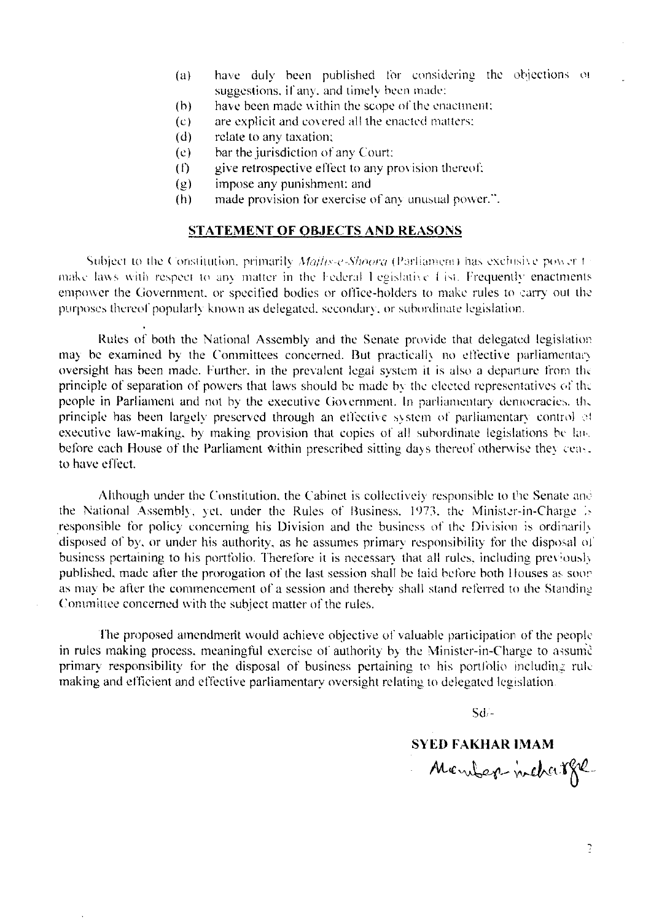(a) have duly been published for considering the objections or suggestions, if any, and timely been made:
(b) have been made within the scope of the enactment;
(c) are explicit and covered all the enacted matters;
(d) relate to any taxation;
(e) bar the jurisdiction of any Court;
(f) give retrospective effect to any provision thereof;
(g) impose any punishment; and
(h) made provision for exercise of any unusual power.".

## STATEMENT OF OBJECTS AND REASONS

Subject to the Constitution, primarily *Majlis-e-Shoora* (Parliament) has exclusive power to make laws with respect to any matter in the Federal Legislative List. Frequently enactments empower the Government, or specified bodies or office-holders to make rules to carry out the purposes thereof popularly known as delegated, secondary, or subordinate legislation.

Rules of both the National Assembly and the Senate provide that delegated legislation may be examined by the Committees concerned. But practically no effective parliamentary oversight has been made. Further, in the prevalent legal system it is also a departure from the principle of separation of powers that laws should be made by the elected representatives of the people in Parliament and not by the executive Government. In parliamentary democracies, the principle has been largely preserved through an effective system of parliamentary control of executive law-making, by making provision that copies of all subordinate legislations be laid before each House of the Parliament within prescribed sitting days thereof otherwise they cease to have effect.

Although under the Constitution, the Cabinet is collectively responsible to the Senate and the National Assembly, yet, under the Rules of Business, 1973, the Minister-in-Charge is responsible for policy concerning his Division and the business of the Division is ordinarily disposed of by, or under his authority, as he assumes primary responsibility for the disposal of business pertaining to his portfolio. Therefore it is necessary that all rules, including previously published, made after the prorogation of the last session shall be laid before both Houses as soon as may be after the commencement of a session and thereby shall stand referred to the Standing Committee concerned with the subject matter of the rules.

The proposed amendment would achieve objective of valuable participation of the people in rules making process, meaningful exercise of authority by the Minister-in-Charge to assume primary responsibility for the disposal of business pertaining to his portfolio including rule making and efficient and effective parliamentary oversight relating to delegated legislation.

Sd/-

**SYED FAKHAR IMAM**

Member-incharge